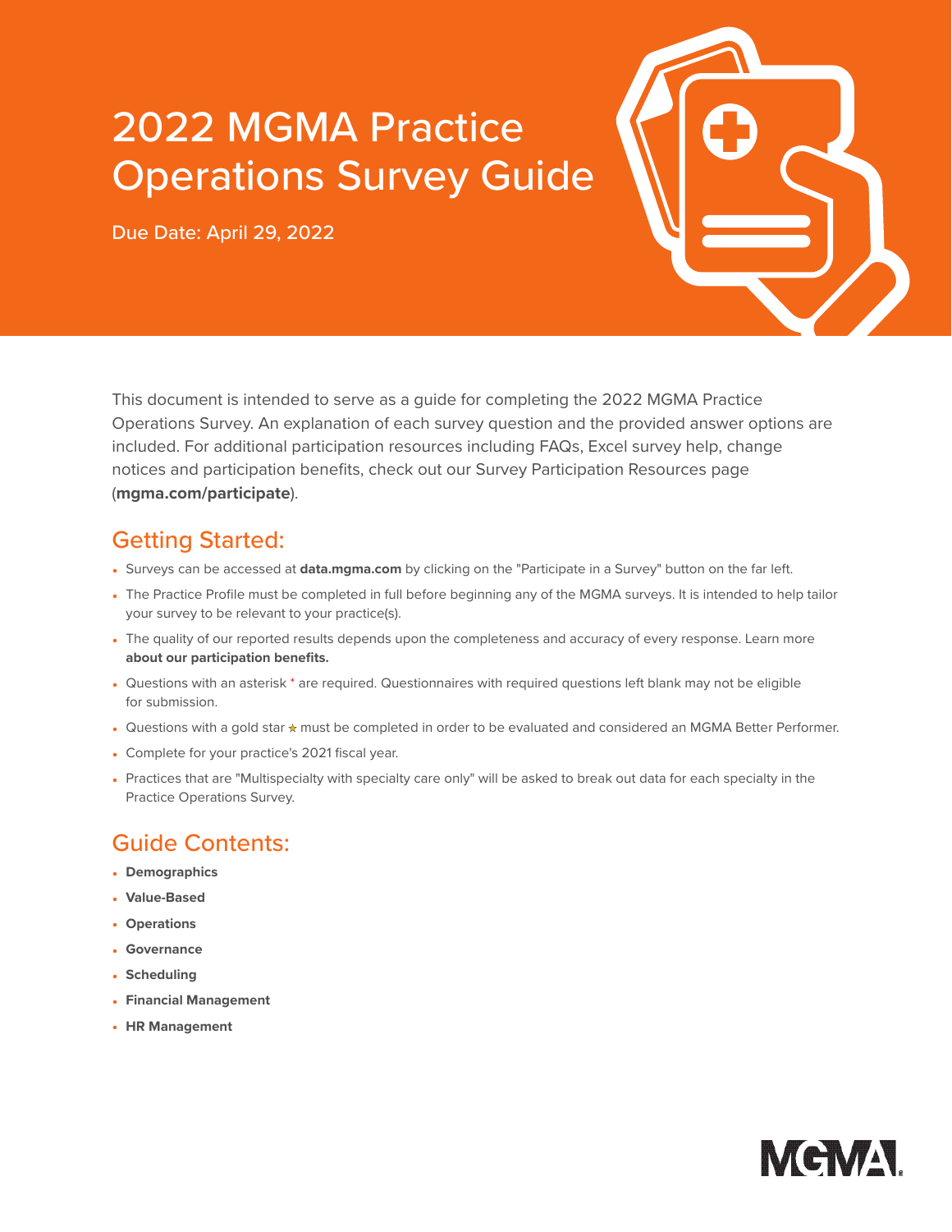# 2022 MGMA Practice Operations Survey Guide

Due Date: April 29, 2022

This document is intended to serve as a guide for completing the 2022 MGMA Practice Operations Survey. An explanation of each survey question and the provided answer options are included. For additional participation resources including FAQs, Excel survey help, change notices and participation benefits, check out our Survey Participation Resources page (**mgma.com/participate**).

## Getting Started:

- Surveys can be accessed at **data.mgma.com** by clicking on the "Participate in a Survey" button on the far left.
- The Practice Profile must be completed in full before beginning any of the MGMA surveys. It is intended to help tailor your survey to be relevant to your practice(s).
- The quality of our reported results depends upon the completeness and accuracy of every response. Learn more **about our participation benefits.**
- Questions with an asterisk * are required. Questionnaires with required questions left blank may not be eligible for submission.
- Questions with a gold star ★ must be completed in order to be evaluated and considered an MGMA Better Performer.
- Complete for your practice's 2021 fiscal year.
- Practices that are "Multispecialty with specialty care only" will be asked to break out data for each specialty in the Practice Operations Survey.

## Guide Contents:

- **Demographics**
- **Value-Based**
- **Operations**
- **Governance**
- **Scheduling**
- **Financial Management**
- **HR Management**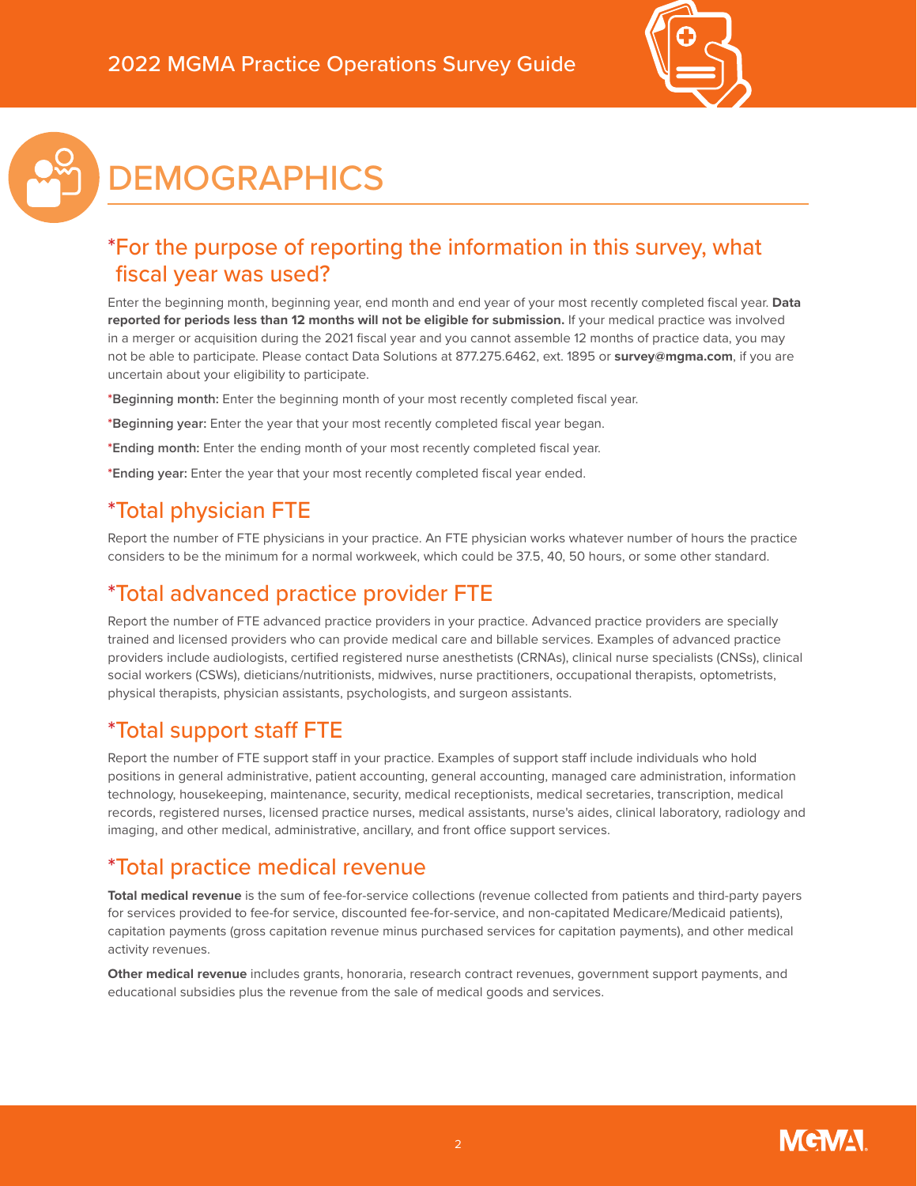# DEMOGRAPHICS

## *For the purpose of reporting the information in this survey, what fiscal year was used?

Enter the beginning month, beginning year, end month and end year of your most recently completed fiscal year. **Data reported for periods less than 12 months will not be eligible for submission.** If your medical practice was involved in a merger or acquisition during the 2021 fiscal year and you cannot assemble 12 months of practice data, you may not be able to participate. Please contact Data Solutions at 877.275.6462, ext. 1895 or **survey@mgma.com**, if you are uncertain about your eligibility to participate.

***Beginning month:** Enter the beginning month of your most recently completed fiscal year.

***Beginning year:** Enter the year that your most recently completed fiscal year began.

***Ending month:** Enter the ending month of your most recently completed fiscal year.

***Ending year:** Enter the year that your most recently completed fiscal year ended.

## *Total physician FTE

Report the number of FTE physicians in your practice. An FTE physician works whatever number of hours the practice considers to be the minimum for a normal workweek, which could be 37.5, 40, 50 hours, or some other standard.

## *Total advanced practice provider FTE

Report the number of FTE advanced practice providers in your practice. Advanced practice providers are specially trained and licensed providers who can provide medical care and billable services. Examples of advanced practice providers include audiologists, certified registered nurse anesthetists (CRNAs), clinical nurse specialists (CNSs), clinical social workers (CSWs), dieticians/nutritionists, midwives, nurse practitioners, occupational therapists, optometrists, physical therapists, physician assistants, psychologists, and surgeon assistants.

## *Total support staff FTE

Report the number of FTE support staff in your practice. Examples of support staff include individuals who hold positions in general administrative, patient accounting, general accounting, managed care administration, information technology, housekeeping, maintenance, security, medical receptionists, medical secretaries, transcription, medical records, registered nurses, licensed practice nurses, medical assistants, nurse's aides, clinical laboratory, radiology and imaging, and other medical, administrative, ancillary, and front office support services.

## *Total practice medical revenue

**Total medical revenue** is the sum of fee-for-service collections (revenue collected from patients and third-party payers for services provided to fee-for service, discounted fee-for-service, and non-capitated Medicare/Medicaid patients), capitation payments (gross capitation revenue minus purchased services for capitation payments), and other medical activity revenues.

**Other medical revenue** includes grants, honoraria, research contract revenues, government support payments, and educational subsidies plus the revenue from the sale of medical goods and services.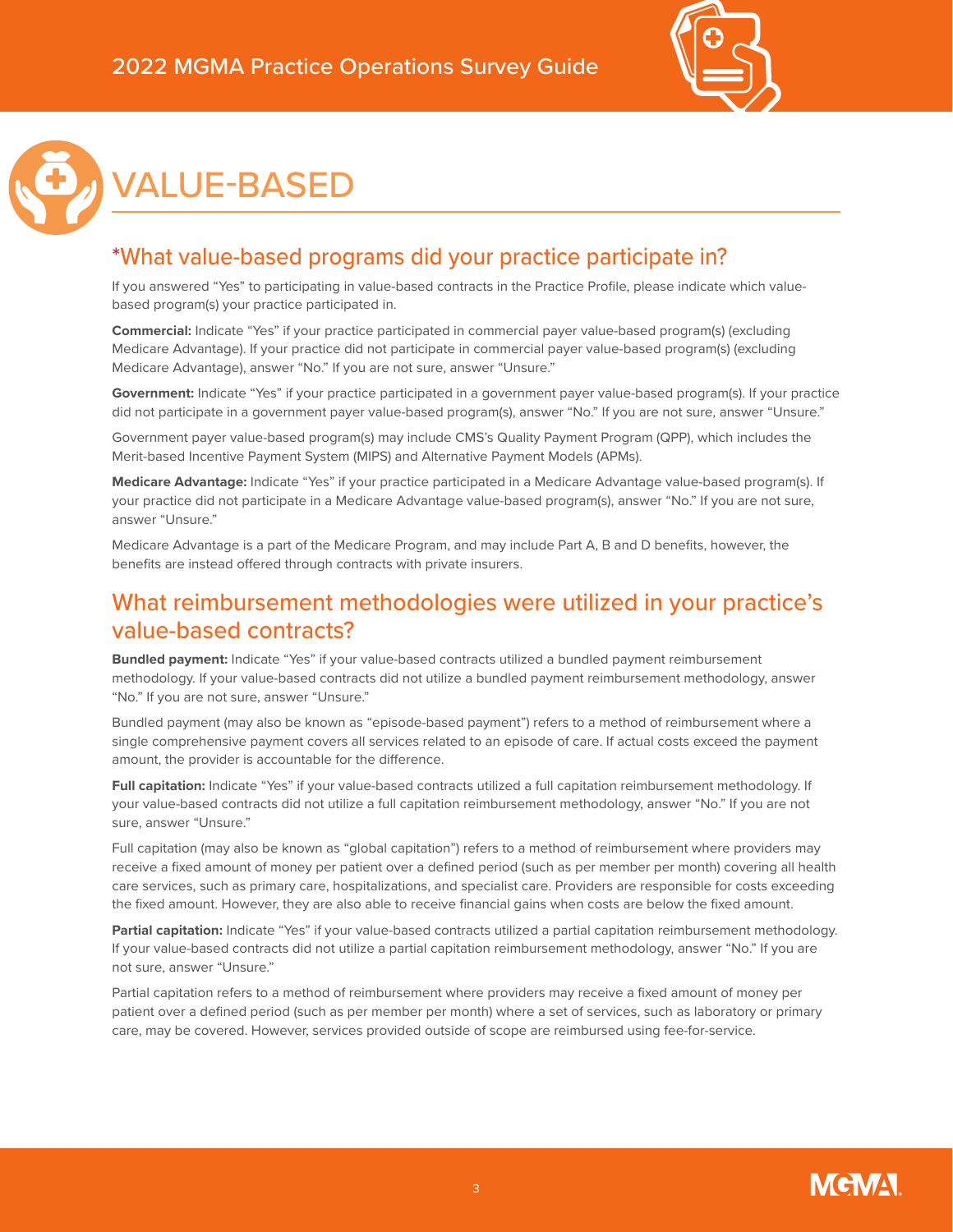# VALUE-BASED

## *What value-based programs did your practice participate in?

If you answered "Yes" to participating in value-based contracts in the Practice Profile, please indicate which value-based program(s) your practice participated in.

**Commercial:** Indicate "Yes" if your practice participated in commercial payer value-based program(s) (excluding Medicare Advantage). If your practice did not participate in commercial payer value-based program(s) (excluding Medicare Advantage), answer "No." If you are not sure, answer "Unsure."

**Government:** Indicate "Yes" if your practice participated in a government payer value-based program(s). If your practice did not participate in a government payer value-based program(s), answer "No." If you are not sure, answer "Unsure."

Government payer value-based program(s) may include CMS's Quality Payment Program (QPP), which includes the Merit-based Incentive Payment System (MIPS) and Alternative Payment Models (APMs).

**Medicare Advantage:** Indicate "Yes" if your practice participated in a Medicare Advantage value-based program(s). If your practice did not participate in a Medicare Advantage value-based program(s), answer "No." If you are not sure, answer "Unsure."

Medicare Advantage is a part of the Medicare Program, and may include Part A, B and D benefits, however, the benefits are instead offered through contracts with private insurers.

## What reimbursement methodologies were utilized in your practice's value-based contracts?

**Bundled payment:** Indicate "Yes" if your value-based contracts utilized a bundled payment reimbursement methodology. If your value-based contracts did not utilize a bundled payment reimbursement methodology, answer "No." If you are not sure, answer "Unsure."

Bundled payment (may also be known as "episode-based payment") refers to a method of reimbursement where a single comprehensive payment covers all services related to an episode of care. If actual costs exceed the payment amount, the provider is accountable for the difference.

**Full capitation:** Indicate "Yes" if your value-based contracts utilized a full capitation reimbursement methodology. If your value-based contracts did not utilize a full capitation reimbursement methodology, answer "No." If you are not sure, answer "Unsure."

Full capitation (may also be known as "global capitation") refers to a method of reimbursement where providers may receive a fixed amount of money per patient over a defined period (such as per member per month) covering all health care services, such as primary care, hospitalizations, and specialist care. Providers are responsible for costs exceeding the fixed amount. However, they are also able to receive financial gains when costs are below the fixed amount.

**Partial capitation:** Indicate "Yes" if your value-based contracts utilized a partial capitation reimbursement methodology. If your value-based contracts did not utilize a partial capitation reimbursement methodology, answer "No." If you are not sure, answer "Unsure."

Partial capitation refers to a method of reimbursement where providers may receive a fixed amount of money per patient over a defined period (such as per member per month) where a set of services, such as laboratory or primary care, may be covered. However, services provided outside of scope are reimbursed using fee-for-service.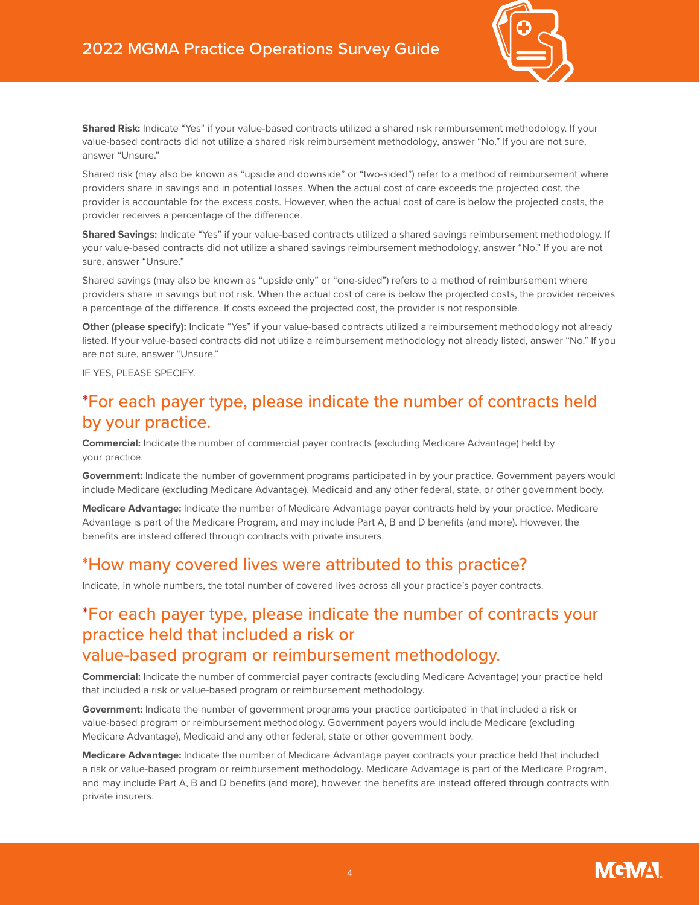**Shared Risk:** Indicate "Yes" if your value-based contracts utilized a shared risk reimbursement methodology. If your value-based contracts did not utilize a shared risk reimbursement methodology, answer "No." If you are not sure, answer "Unsure."

Shared risk (may also be known as "upside and downside" or "two-sided") refer to a method of reimbursement where providers share in savings and in potential losses. When the actual cost of care exceeds the projected cost, the provider is accountable for the excess costs. However, when the actual cost of care is below the projected costs, the provider receives a percentage of the difference.

**Shared Savings:** Indicate "Yes" if your value-based contracts utilized a shared savings reimbursement methodology. If your value-based contracts did not utilize a shared savings reimbursement methodology, answer "No." If you are not sure, answer "Unsure."

Shared savings (may also be known as "upside only" or "one-sided") refers to a method of reimbursement where providers share in savings but not risk. When the actual cost of care is below the projected costs, the provider receives a percentage of the difference. If costs exceed the projected cost, the provider is not responsible.

**Other (please specify):** Indicate "Yes" if your value-based contracts utilized a reimbursement methodology not already listed. If your value-based contracts did not utilize a reimbursement methodology not already listed, answer "No." If you are not sure, answer "Unsure."

IF YES, PLEASE SPECIFY.

## *For each payer type, please indicate the number of contracts held by your practice.

**Commercial:** Indicate the number of commercial payer contracts (excluding Medicare Advantage) held by your practice.

**Government:** Indicate the number of government programs participated in by your practice. Government payers would include Medicare (excluding Medicare Advantage), Medicaid and any other federal, state, or other government body.

**Medicare Advantage:** Indicate the number of Medicare Advantage payer contracts held by your practice. Medicare Advantage is part of the Medicare Program, and may include Part A, B and D benefits (and more). However, the benefits are instead offered through contracts with private insurers.

## *How many covered lives were attributed to this practice?

Indicate, in whole numbers, the total number of covered lives across all your practice's payer contracts.

## *For each payer type, please indicate the number of contracts your practice held that included a risk or value-based program or reimbursement methodology.

**Commercial:** Indicate the number of commercial payer contracts (excluding Medicare Advantage) your practice held that included a risk or value-based program or reimbursement methodology.

**Government:** Indicate the number of government programs your practice participated in that included a risk or value-based program or reimbursement methodology. Government payers would include Medicare (excluding Medicare Advantage), Medicaid and any other federal, state or other government body.

**Medicare Advantage:** Indicate the number of Medicare Advantage payer contracts your practice held that included a risk or value-based program or reimbursement methodology. Medicare Advantage is part of the Medicare Program, and may include Part A, B and D benefits (and more), however, the benefits are instead offered through contracts with private insurers.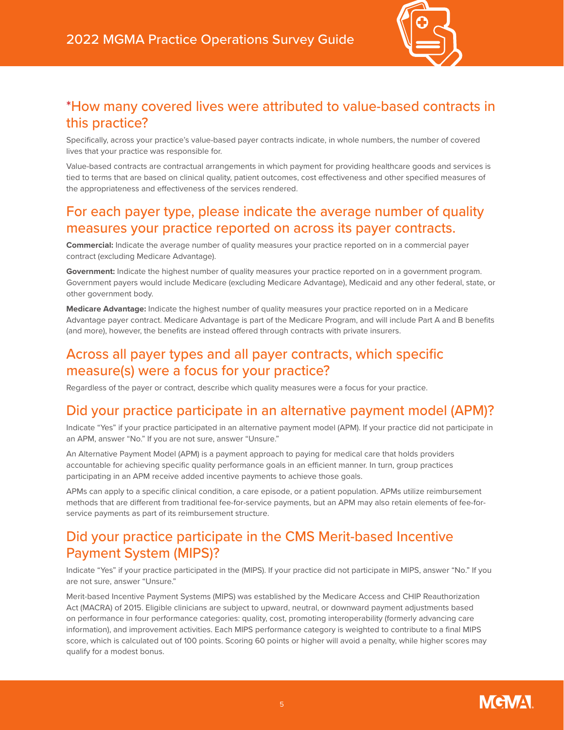## *How many covered lives were attributed to value-based contracts in this practice?

Specifically, across your practice's value-based payer contracts indicate, in whole numbers, the number of covered lives that your practice was responsible for.

Value-based contracts are contractual arrangements in which payment for providing healthcare goods and services is tied to terms that are based on clinical quality, patient outcomes, cost effectiveness and other specified measures of the appropriateness and effectiveness of the services rendered.

## For each payer type, please indicate the average number of quality measures your practice reported on across its payer contracts.

**Commercial:** Indicate the average number of quality measures your practice reported on in a commercial payer contract (excluding Medicare Advantage).

**Government:** Indicate the highest number of quality measures your practice reported on in a government program. Government payers would include Medicare (excluding Medicare Advantage), Medicaid and any other federal, state, or other government body.

**Medicare Advantage:** Indicate the highest number of quality measures your practice reported on in a Medicare Advantage payer contract. Medicare Advantage is part of the Medicare Program, and will include Part A and B benefits (and more), however, the benefits are instead offered through contracts with private insurers.

## Across all payer types and all payer contracts, which specific measure(s) were a focus for your practice?

Regardless of the payer or contract, describe which quality measures were a focus for your practice.

## Did your practice participate in an alternative payment model (APM)?

Indicate "Yes" if your practice participated in an alternative payment model (APM). If your practice did not participate in an APM, answer "No." If you are not sure, answer "Unsure."

An Alternative Payment Model (APM) is a payment approach to paying for medical care that holds providers accountable for achieving specific quality performance goals in an efficient manner. In turn, group practices participating in an APM receive added incentive payments to achieve those goals.

APMs can apply to a specific clinical condition, a care episode, or a patient population. APMs utilize reimbursement methods that are different from traditional fee-for-service payments, but an APM may also retain elements of fee-for-service payments as part of its reimbursement structure.

## Did your practice participate in the CMS Merit-based Incentive Payment System (MIPS)?

Indicate "Yes" if your practice participated in the (MIPS). If your practice did not participate in MIPS, answer "No." If you are not sure, answer "Unsure."

Merit-based Incentive Payment Systems (MIPS) was established by the Medicare Access and CHIP Reauthorization Act (MACRA) of 2015. Eligible clinicians are subject to upward, neutral, or downward payment adjustments based on performance in four performance categories: quality, cost, promoting interoperability (formerly advancing care information), and improvement activities. Each MIPS performance category is weighted to contribute to a final MIPS score, which is calculated out of 100 points. Scoring 60 points or higher will avoid a penalty, while higher scores may qualify for a modest bonus.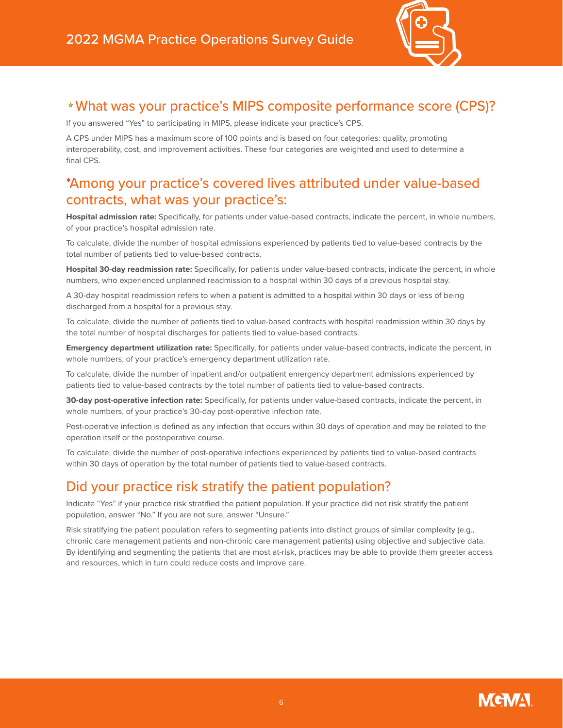## *What was your practice's MIPS composite performance score (CPS)?

If you answered "Yes" to participating in MIPS, please indicate your practice's CPS.

A CPS under MIPS has a maximum score of 100 points and is based on four categories: quality, promoting interoperability, cost, and improvement activities. These four categories are weighted and used to determine a final CPS.

## *Among your practice's covered lives attributed under value-based contracts, what was your practice's:

**Hospital admission rate:** Specifically, for patients under value-based contracts, indicate the percent, in whole numbers, of your practice's hospital admission rate.

To calculate, divide the number of hospital admissions experienced by patients tied to value-based contracts by the total number of patients tied to value-based contracts.

**Hospital 30-day readmission rate:** Specifically, for patients under value-based contracts, indicate the percent, in whole numbers, who experienced unplanned readmission to a hospital within 30 days of a previous hospital stay.

A 30-day hospital readmission refers to when a patient is admitted to a hospital within 30 days or less of being discharged from a hospital for a previous stay.

To calculate, divide the number of patients tied to value-based contracts with hospital readmission within 30 days by the total number of hospital discharges for patients tied to value-based contracts.

**Emergency department utilization rate:** Specifically, for patients under value-based contracts, indicate the percent, in whole numbers, of your practice's emergency department utilization rate.

To calculate, divide the number of inpatient and/or outpatient emergency department admissions experienced by patients tied to value-based contracts by the total number of patients tied to value-based contracts.

**30-day post-operative infection rate:** Specifically, for patients under value-based contracts, indicate the percent, in whole numbers, of your practice's 30-day post-operative infection rate.

Post-operative infection is defined as any infection that occurs within 30 days of operation and may be related to the operation itself or the postoperative course.

To calculate, divide the number of post-operative infections experienced by patients tied to value-based contracts within 30 days of operation by the total number of patients tied to value-based contracts.

## Did your practice risk stratify the patient population?

Indicate "Yes" if your practice risk stratified the patient population. If your practice did not risk stratify the patient population, answer "No." If you are not sure, answer "Unsure."

Risk stratifying the patient population refers to segmenting patients into distinct groups of similar complexity (e.g., chronic care management patients and non-chronic care management patients) using objective and subjective data. By identifying and segmenting the patients that are most at-risk, practices may be able to provide them greater access and resources, which in turn could reduce costs and improve care.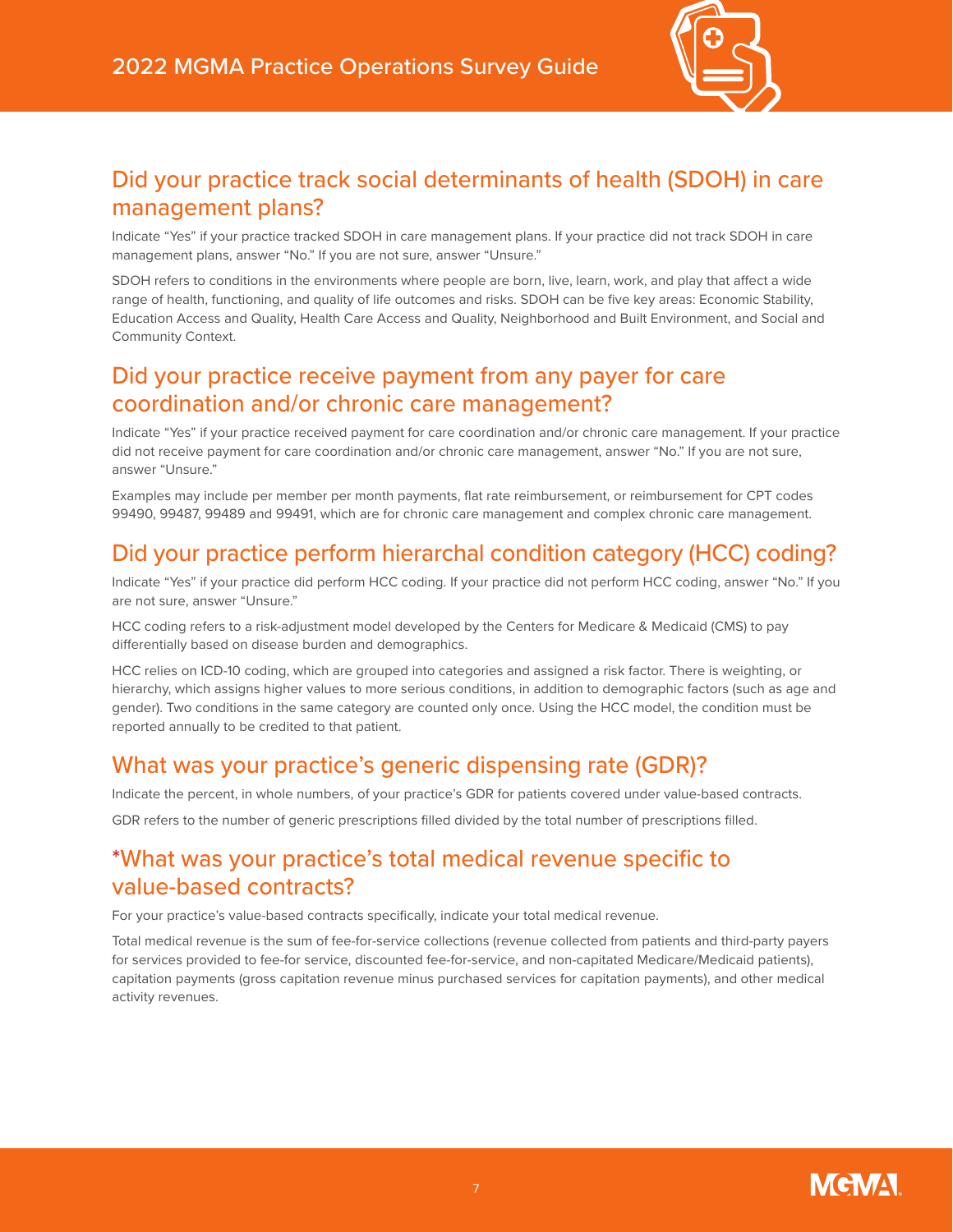## Did your practice track social determinants of health (SDOH) in care management plans?

Indicate "Yes" if your practice tracked SDOH in care management plans. If your practice did not track SDOH in care management plans, answer "No." If you are not sure, answer "Unsure."

SDOH refers to conditions in the environments where people are born, live, learn, work, and play that affect a wide range of health, functioning, and quality of life outcomes and risks. SDOH can be five key areas: Economic Stability, Education Access and Quality, Health Care Access and Quality, Neighborhood and Built Environment, and Social and Community Context.

## Did your practice receive payment from any payer for care coordination and/or chronic care management?

Indicate "Yes" if your practice received payment for care coordination and/or chronic care management. If your practice did not receive payment for care coordination and/or chronic care management, answer "No." If you are not sure, answer "Unsure."

Examples may include per member per month payments, flat rate reimbursement, or reimbursement for CPT codes 99490, 99487, 99489 and 99491, which are for chronic care management and complex chronic care management.

## Did your practice perform hierarchal condition category (HCC) coding?

Indicate "Yes" if your practice did perform HCC coding. If your practice did not perform HCC coding, answer "No." If you are not sure, answer "Unsure."

HCC coding refers to a risk-adjustment model developed by the Centers for Medicare & Medicaid (CMS) to pay differentially based on disease burden and demographics.

HCC relies on ICD-10 coding, which are grouped into categories and assigned a risk factor. There is weighting, or hierarchy, which assigns higher values to more serious conditions, in addition to demographic factors (such as age and gender). Two conditions in the same category are counted only once. Using the HCC model, the condition must be reported annually to be credited to that patient.

## What was your practice's generic dispensing rate (GDR)?

Indicate the percent, in whole numbers, of your practice's GDR for patients covered under value-based contracts.

GDR refers to the number of generic prescriptions filled divided by the total number of prescriptions filled.

## *What was your practice's total medical revenue specific to value-based contracts?

For your practice's value-based contracts specifically, indicate your total medical revenue.

Total medical revenue is the sum of fee-for-service collections (revenue collected from patients and third-party payers for services provided to fee-for service, discounted fee-for-service, and non-capitated Medicare/Medicaid patients), capitation payments (gross capitation revenue minus purchased services for capitation payments), and other medical activity revenues.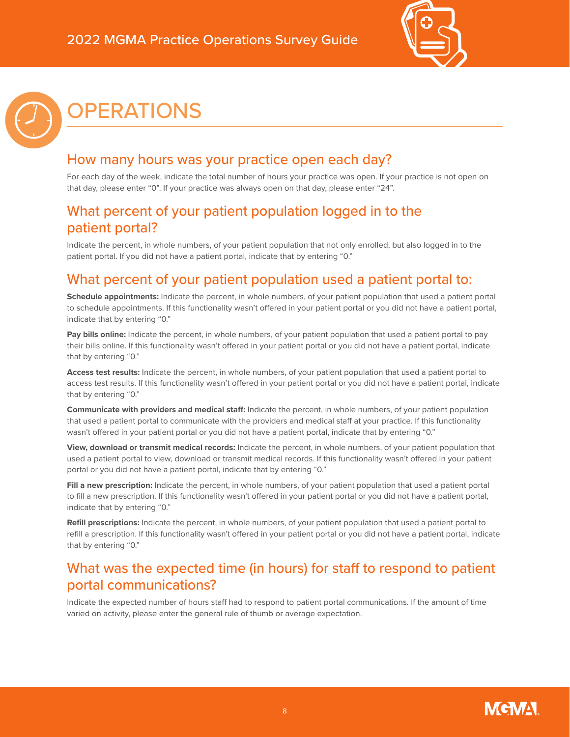# OPERATIONS

## How many hours was your practice open each day?

For each day of the week, indicate the total number of hours your practice was open. If your practice is not open on that day, please enter "0". If your practice was always open on that day, please enter "24".

## What percent of your patient population logged in to the patient portal?

Indicate the percent, in whole numbers, of your patient population that not only enrolled, but also logged in to the patient portal. If you did not have a patient portal, indicate that by entering "0."

## What percent of your patient population used a patient portal to:

**Schedule appointments:** Indicate the percent, in whole numbers, of your patient population that used a patient portal to schedule appointments. If this functionality wasn't offered in your patient portal or you did not have a patient portal, indicate that by entering "0."

**Pay bills online:** Indicate the percent, in whole numbers, of your patient population that used a patient portal to pay their bills online. If this functionality wasn't offered in your patient portal or you did not have a patient portal, indicate that by entering "0."

**Access test results:** Indicate the percent, in whole numbers, of your patient population that used a patient portal to access test results. If this functionality wasn't offered in your patient portal or you did not have a patient portal, indicate that by entering "0."

**Communicate with providers and medical staff:** Indicate the percent, in whole numbers, of your patient population that used a patient portal to communicate with the providers and medical staff at your practice. If this functionality wasn't offered in your patient portal or you did not have a patient portal, indicate that by entering "0."

**View, download or transmit medical records:** Indicate the percent, in whole numbers, of your patient population that used a patient portal to view, download or transmit medical records. If this functionality wasn't offered in your patient portal or you did not have a patient portal, indicate that by entering "0."

**Fill a new prescription:** Indicate the percent, in whole numbers, of your patient population that used a patient portal to fill a new prescription. If this functionality wasn't offered in your patient portal or you did not have a patient portal, indicate that by entering "0."

**Refill prescriptions:** Indicate the percent, in whole numbers, of your patient population that used a patient portal to refill a prescription. If this functionality wasn't offered in your patient portal or you did not have a patient portal, indicate that by entering "0."

## What was the expected time (in hours) for staff to respond to patient portal communications?

Indicate the expected number of hours staff had to respond to patient portal communications. If the amount of time varied on activity, please enter the general rule of thumb or average expectation.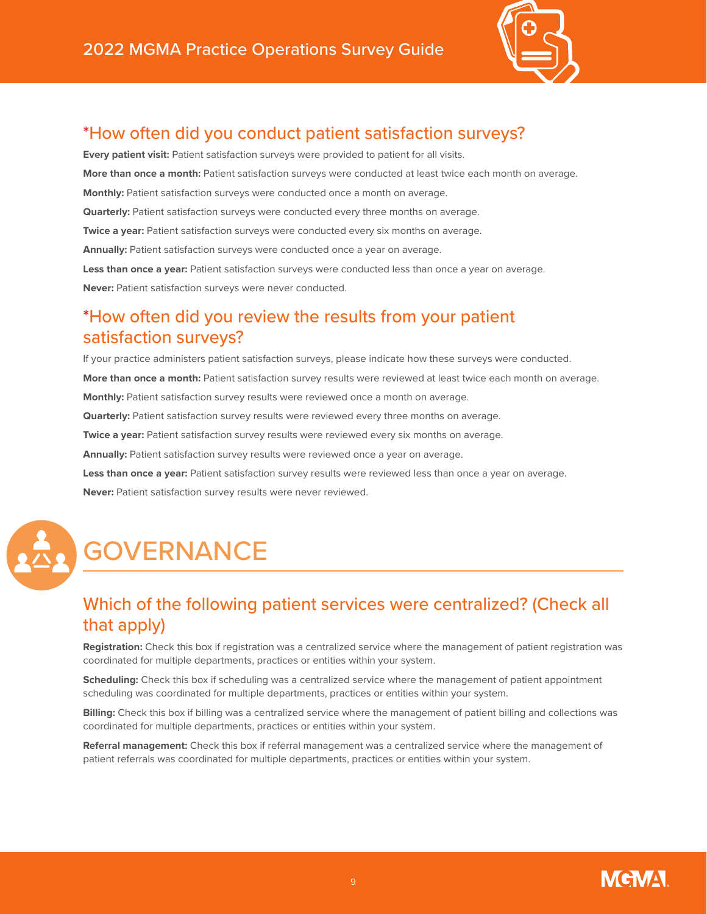## *How often did you conduct patient satisfaction surveys?

**Every patient visit:** Patient satisfaction surveys were provided to patient for all visits.

**More than once a month:** Patient satisfaction surveys were conducted at least twice each month on average.

**Monthly:** Patient satisfaction surveys were conducted once a month on average.

**Quarterly:** Patient satisfaction surveys were conducted every three months on average.

**Twice a year:** Patient satisfaction surveys were conducted every six months on average.

**Annually:** Patient satisfaction surveys were conducted once a year on average.

**Less than once a year:** Patient satisfaction surveys were conducted less than once a year on average.

**Never:** Patient satisfaction surveys were never conducted.

## *How often did you review the results from your patient satisfaction surveys?

If your practice administers patient satisfaction surveys, please indicate how these surveys were conducted.

**More than once a month:** Patient satisfaction survey results were reviewed at least twice each month on average.

**Monthly:** Patient satisfaction survey results were reviewed once a month on average.

**Quarterly:** Patient satisfaction survey results were reviewed every three months on average.

**Twice a year:** Patient satisfaction survey results were reviewed every six months on average.

**Annually:** Patient satisfaction survey results were reviewed once a year on average.

**Less than once a year:** Patient satisfaction survey results were reviewed less than once a year on average.

**Never:** Patient satisfaction survey results were never reviewed.

# GOVERNANCE

## Which of the following patient services were centralized? (Check all that apply)

**Registration:** Check this box if registration was a centralized service where the management of patient registration was coordinated for multiple departments, practices or entities within your system.

**Scheduling:** Check this box if scheduling was a centralized service where the management of patient appointment scheduling was coordinated for multiple departments, practices or entities within your system.

**Billing:** Check this box if billing was a centralized service where the management of patient billing and collections was coordinated for multiple departments, practices or entities within your system.

**Referral management:** Check this box if referral management was a centralized service where the management of patient referrals was coordinated for multiple departments, practices or entities within your system.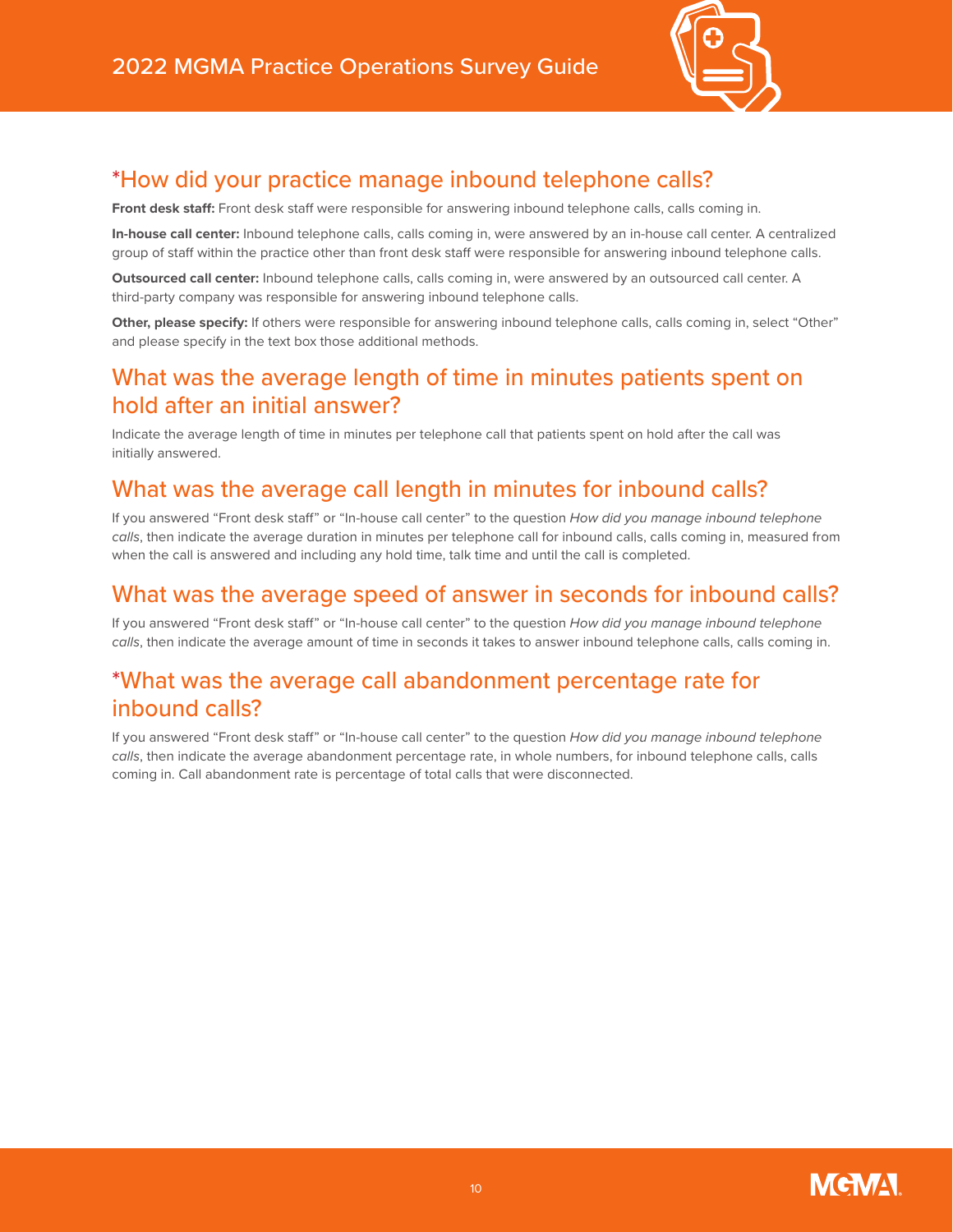## *How did your practice manage inbound telephone calls?

**Front desk staff:** Front desk staff were responsible for answering inbound telephone calls, calls coming in.

**In-house call center:** Inbound telephone calls, calls coming in, were answered by an in-house call center. A centralized group of staff within the practice other than front desk staff were responsible for answering inbound telephone calls.

**Outsourced call center:** Inbound telephone calls, calls coming in, were answered by an outsourced call center. A third-party company was responsible for answering inbound telephone calls.

**Other, please specify:** If others were responsible for answering inbound telephone calls, calls coming in, select "Other" and please specify in the text box those additional methods.

## What was the average length of time in minutes patients spent on hold after an initial answer?

Indicate the average length of time in minutes per telephone call that patients spent on hold after the call was initially answered.

## What was the average call length in minutes for inbound calls?

If you answered "Front desk staff" or "In-house call center" to the question *How did you manage inbound telephone calls*, then indicate the average duration in minutes per telephone call for inbound calls, calls coming in, measured from when the call is answered and including any hold time, talk time and until the call is completed.

## What was the average speed of answer in seconds for inbound calls?

If you answered "Front desk staff" or "In-house call center" to the question *How did you manage inbound telephone calls*, then indicate the average amount of time in seconds it takes to answer inbound telephone calls, calls coming in.

## *What was the average call abandonment percentage rate for inbound calls?

If you answered "Front desk staff" or "In-house call center" to the question *How did you manage inbound telephone calls*, then indicate the average abandonment percentage rate, in whole numbers, for inbound telephone calls, calls coming in. Call abandonment rate is percentage of total calls that were disconnected.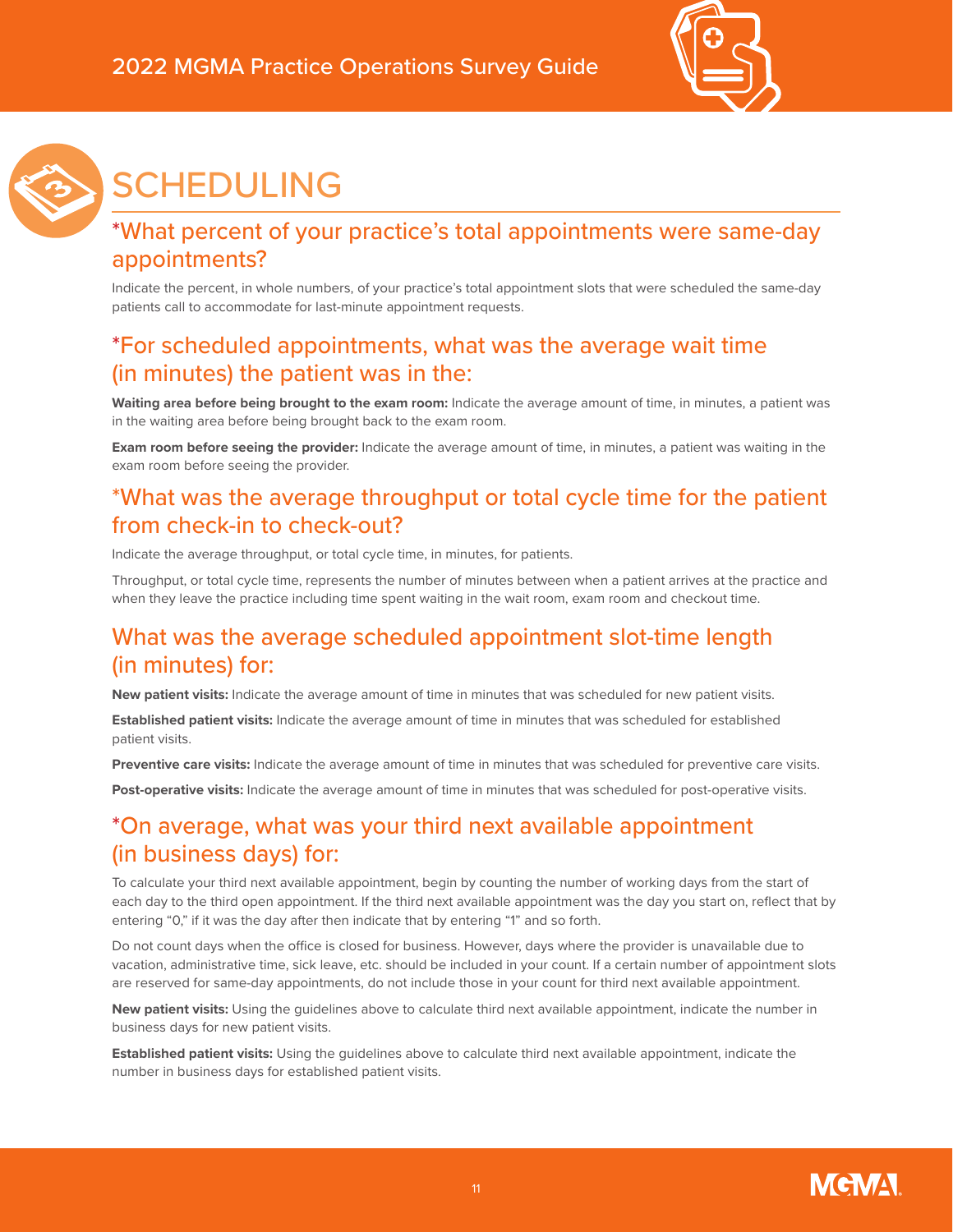# SCHEDULING

## *What percent of your practice's total appointments were same-day appointments?

Indicate the percent, in whole numbers, of your practice's total appointment slots that were scheduled the same-day patients call to accommodate for last-minute appointment requests.

## *For scheduled appointments, what was the average wait time (in minutes) the patient was in the:

**Waiting area before being brought to the exam room:** Indicate the average amount of time, in minutes, a patient was in the waiting area before being brought back to the exam room.

**Exam room before seeing the provider:** Indicate the average amount of time, in minutes, a patient was waiting in the exam room before seeing the provider.

## *What was the average throughput or total cycle time for the patient from check-in to check-out?

Indicate the average throughput, or total cycle time, in minutes, for patients.

Throughput, or total cycle time, represents the number of minutes between when a patient arrives at the practice and when they leave the practice including time spent waiting in the wait room, exam room and checkout time.

## What was the average scheduled appointment slot-time length (in minutes) for:

**New patient visits:** Indicate the average amount of time in minutes that was scheduled for new patient visits.

**Established patient visits:** Indicate the average amount of time in minutes that was scheduled for established patient visits.

**Preventive care visits:** Indicate the average amount of time in minutes that was scheduled for preventive care visits.

**Post-operative visits:** Indicate the average amount of time in minutes that was scheduled for post-operative visits.

## *On average, what was your third next available appointment (in business days) for:

To calculate your third next available appointment, begin by counting the number of working days from the start of each day to the third open appointment. If the third next available appointment was the day you start on, reflect that by entering "0," if it was the day after then indicate that by entering "1" and so forth.

Do not count days when the office is closed for business. However, days where the provider is unavailable due to vacation, administrative time, sick leave, etc. should be included in your count. If a certain number of appointment slots are reserved for same-day appointments, do not include those in your count for third next available appointment.

**New patient visits:** Using the guidelines above to calculate third next available appointment, indicate the number in business days for new patient visits.

**Established patient visits:** Using the guidelines above to calculate third next available appointment, indicate the number in business days for established patient visits.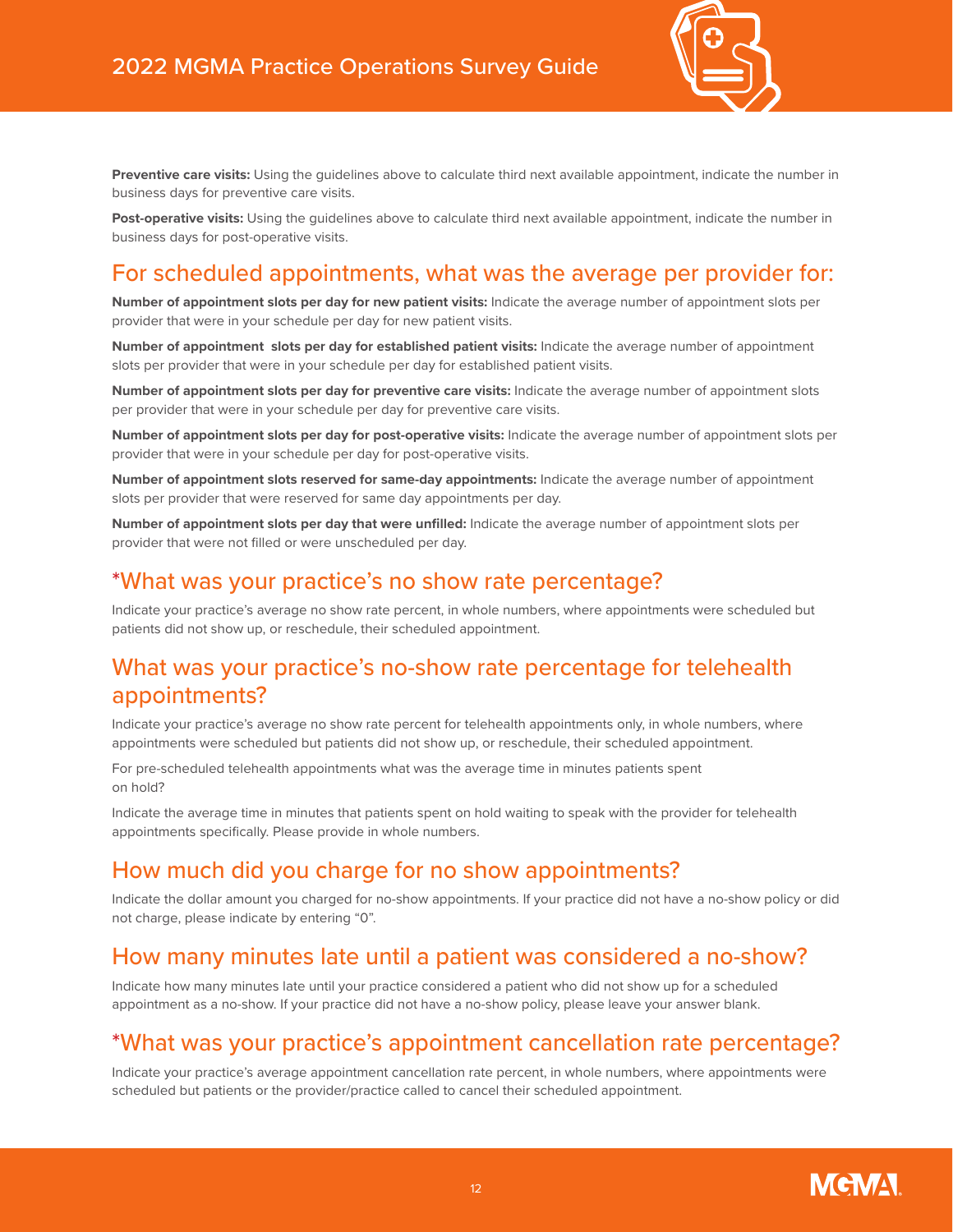**Preventive care visits:** Using the guidelines above to calculate third next available appointment, indicate the number in business days for preventive care visits.

**Post-operative visits:** Using the guidelines above to calculate third next available appointment, indicate the number in business days for post-operative visits.

## For scheduled appointments, what was the average per provider for:

**Number of appointment slots per day for new patient visits:** Indicate the average number of appointment slots per provider that were in your schedule per day for new patient visits.

**Number of appointment slots per day for established patient visits:** Indicate the average number of appointment slots per provider that were in your schedule per day for established patient visits.

**Number of appointment slots per day for preventive care visits:** Indicate the average number of appointment slots per provider that were in your schedule per day for preventive care visits.

**Number of appointment slots per day for post-operative visits:** Indicate the average number of appointment slots per provider that were in your schedule per day for post-operative visits.

**Number of appointment slots reserved for same-day appointments:** Indicate the average number of appointment slots per provider that were reserved for same day appointments per day.

**Number of appointment slots per day that were unfilled:** Indicate the average number of appointment slots per provider that were not filled or were unscheduled per day.

## *What was your practice's no show rate percentage?

Indicate your practice's average no show rate percent, in whole numbers, where appointments were scheduled but patients did not show up, or reschedule, their scheduled appointment.

## What was your practice's no-show rate percentage for telehealth appointments?

Indicate your practice's average no show rate percent for telehealth appointments only, in whole numbers, where appointments were scheduled but patients did not show up, or reschedule, their scheduled appointment.

For pre-scheduled telehealth appointments what was the average time in minutes patients spent on hold?

Indicate the average time in minutes that patients spent on hold waiting to speak with the provider for telehealth appointments specifically. Please provide in whole numbers.

## How much did you charge for no show appointments?

Indicate the dollar amount you charged for no-show appointments. If your practice did not have a no-show policy or did not charge, please indicate by entering "0".

## How many minutes late until a patient was considered a no-show?

Indicate how many minutes late until your practice considered a patient who did not show up for a scheduled appointment as a no-show. If your practice did not have a no-show policy, please leave your answer blank.

## *What was your practice's appointment cancellation rate percentage?

Indicate your practice's average appointment cancellation rate percent, in whole numbers, where appointments were scheduled but patients or the provider/practice called to cancel their scheduled appointment.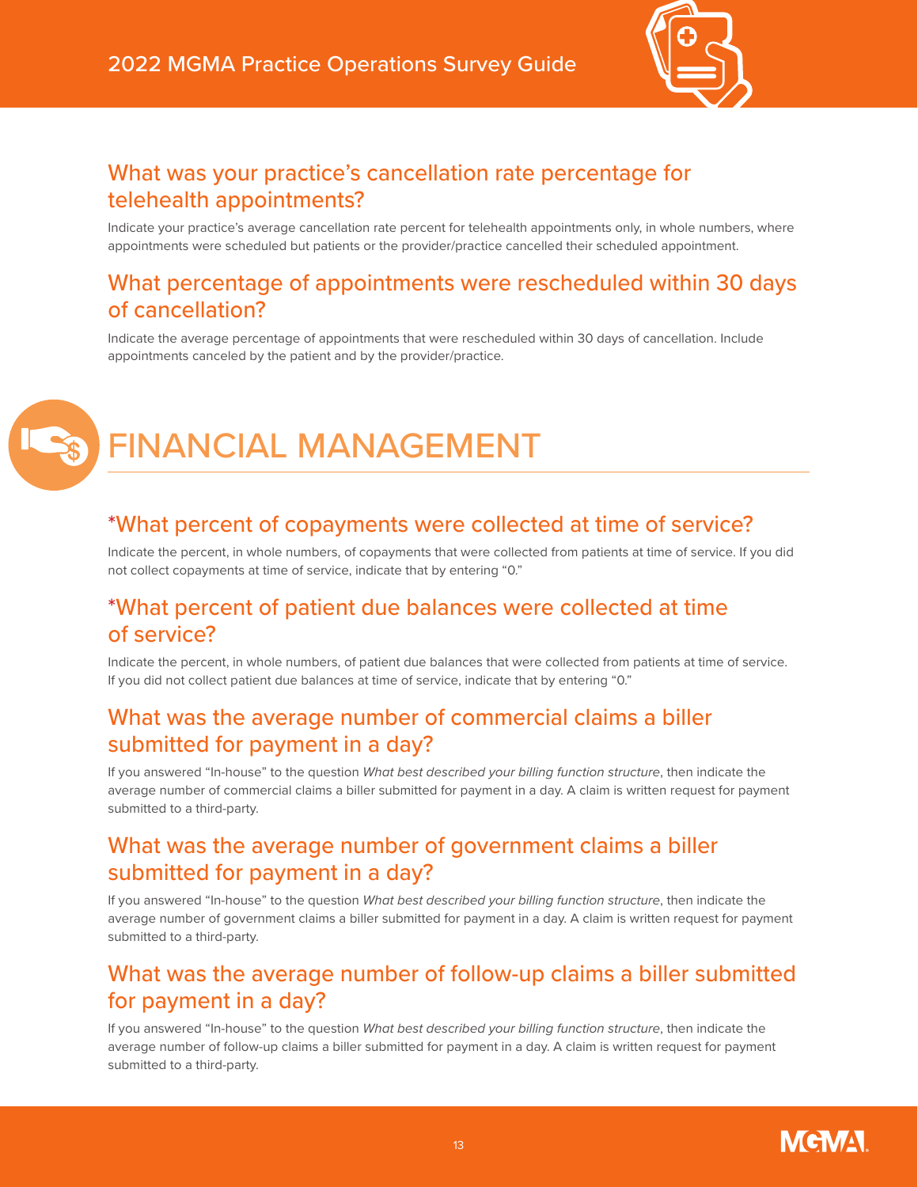## What was your practice's cancellation rate percentage for telehealth appointments?

Indicate your practice's average cancellation rate percent for telehealth appointments only, in whole numbers, where appointments were scheduled but patients or the provider/practice cancelled their scheduled appointment.

## What percentage of appointments were rescheduled within 30 days of cancellation?

Indicate the average percentage of appointments that were rescheduled within 30 days of cancellation. Include appointments canceled by the patient and by the provider/practice.

# FINANCIAL MANAGEMENT

## *What percent of copayments were collected at time of service?

Indicate the percent, in whole numbers, of copayments that were collected from patients at time of service. If you did not collect copayments at time of service, indicate that by entering "0."

## *What percent of patient due balances were collected at time of service?

Indicate the percent, in whole numbers, of patient due balances that were collected from patients at time of service. If you did not collect patient due balances at time of service, indicate that by entering "0."

## What was the average number of commercial claims a biller submitted for payment in a day?

If you answered "In-house" to the question *What best described your billing function structure*, then indicate the average number of commercial claims a biller submitted for payment in a day. A claim is written request for payment submitted to a third-party.

## What was the average number of government claims a biller submitted for payment in a day?

If you answered "In-house" to the question *What best described your billing function structure*, then indicate the average number of government claims a biller submitted for payment in a day. A claim is written request for payment submitted to a third-party.

## What was the average number of follow-up claims a biller submitted for payment in a day?

If you answered "In-house" to the question *What best described your billing function structure*, then indicate the average number of follow-up claims a biller submitted for payment in a day. A claim is written request for payment submitted to a third-party.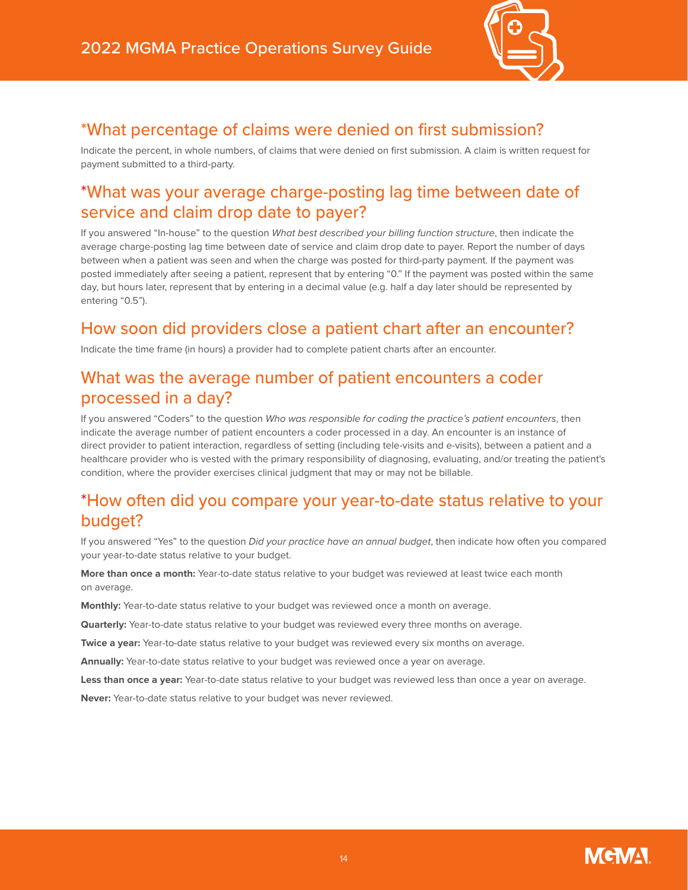## *What percentage of claims were denied on first submission?

Indicate the percent, in whole numbers, of claims that were denied on first submission. A claim is written request for payment submitted to a third-party.

## *What was your average charge-posting lag time between date of service and claim drop date to payer?

If you answered "In-house" to the question *What best described your billing function structure*, then indicate the average charge-posting lag time between date of service and claim drop date to payer. Report the number of days between when a patient was seen and when the charge was posted for third-party payment. If the payment was posted immediately after seeing a patient, represent that by entering "0." If the payment was posted within the same day, but hours later, represent that by entering in a decimal value (e.g. half a day later should be represented by entering "0.5").

## How soon did providers close a patient chart after an encounter?

Indicate the time frame (in hours) a provider had to complete patient charts after an encounter.

## What was the average number of patient encounters a coder processed in a day?

If you answered "Coders" to the question *Who was responsible for coding the practice's patient encounters*, then indicate the average number of patient encounters a coder processed in a day. An encounter is an instance of direct provider to patient interaction, regardless of setting (including tele-visits and e-visits), between a patient and a healthcare provider who is vested with the primary responsibility of diagnosing, evaluating, and/or treating the patient's condition, where the provider exercises clinical judgment that may or may not be billable.

## *How often did you compare your year-to-date status relative to your budget?

If you answered "Yes" to the question *Did your practice have an annual budget*, then indicate how often you compared your year-to-date status relative to your budget.

**More than once a month:** Year-to-date status relative to your budget was reviewed at least twice each month on average.

**Monthly:** Year-to-date status relative to your budget was reviewed once a month on average.

**Quarterly:** Year-to-date status relative to your budget was reviewed every three months on average.

**Twice a year:** Year-to-date status relative to your budget was reviewed every six months on average.

**Annually:** Year-to-date status relative to your budget was reviewed once a year on average.

**Less than once a year:** Year-to-date status relative to your budget was reviewed less than once a year on average.

**Never:** Year-to-date status relative to your budget was never reviewed.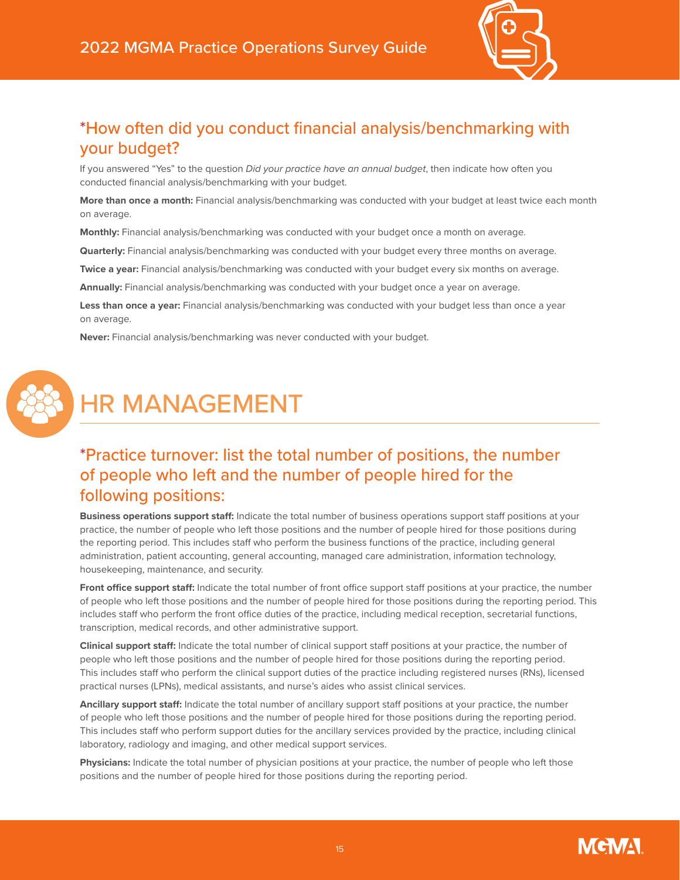## *How often did you conduct financial analysis/benchmarking with your budget?

If you answered "Yes" to the question *Did your practice have an annual budget*, then indicate how often you conducted financial analysis/benchmarking with your budget.

**More than once a month:** Financial analysis/benchmarking was conducted with your budget at least twice each month on average.

**Monthly:** Financial analysis/benchmarking was conducted with your budget once a month on average.

**Quarterly:** Financial analysis/benchmarking was conducted with your budget every three months on average.

**Twice a year:** Financial analysis/benchmarking was conducted with your budget every six months on average.

**Annually:** Financial analysis/benchmarking was conducted with your budget once a year on average.

**Less than once a year:** Financial analysis/benchmarking was conducted with your budget less than once a year on average.

**Never:** Financial analysis/benchmarking was never conducted with your budget.

# HR MANAGEMENT

## *Practice turnover: list the total number of positions, the number of people who left and the number of people hired for the following positions:

**Business operations support staff:** Indicate the total number of business operations support staff positions at your practice, the number of people who left those positions and the number of people hired for those positions during the reporting period. This includes staff who perform the business functions of the practice, including general administration, patient accounting, general accounting, managed care administration, information technology, housekeeping, maintenance, and security.

**Front office support staff:** Indicate the total number of front office support staff positions at your practice, the number of people who left those positions and the number of people hired for those positions during the reporting period. This includes staff who perform the front office duties of the practice, including medical reception, secretarial functions, transcription, medical records, and other administrative support.

**Clinical support staff:** Indicate the total number of clinical support staff positions at your practice, the number of people who left those positions and the number of people hired for those positions during the reporting period. This includes staff who perform the clinical support duties of the practice including registered nurses (RNs), licensed practical nurses (LPNs), medical assistants, and nurse's aides who assist clinical services.

**Ancillary support staff:** Indicate the total number of ancillary support staff positions at your practice, the number of people who left those positions and the number of people hired for those positions during the reporting period. This includes staff who perform support duties for the ancillary services provided by the practice, including clinical laboratory, radiology and imaging, and other medical support services.

**Physicians:** Indicate the total number of physician positions at your practice, the number of people who left those positions and the number of people hired for those positions during the reporting period.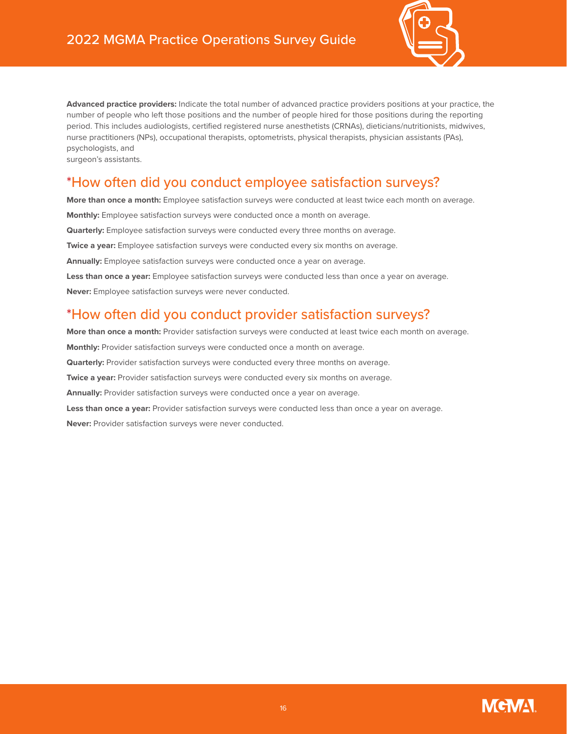**Advanced practice providers:** Indicate the total number of advanced practice providers positions at your practice, the number of people who left those positions and the number of people hired for those positions during the reporting period. This includes audiologists, certified registered nurse anesthetists (CRNAs), dieticians/nutritionists, midwives, nurse practitioners (NPs), occupational therapists, optometrists, physical therapists, physician assistants (PAs), psychologists, and surgeon's assistants.

## *How often did you conduct employee satisfaction surveys?

**More than once a month:** Employee satisfaction surveys were conducted at least twice each month on average.

**Monthly:** Employee satisfaction surveys were conducted once a month on average.

**Quarterly:** Employee satisfaction surveys were conducted every three months on average.

**Twice a year:** Employee satisfaction surveys were conducted every six months on average.

**Annually:** Employee satisfaction surveys were conducted once a year on average.

**Less than once a year:** Employee satisfaction surveys were conducted less than once a year on average.

**Never:** Employee satisfaction surveys were never conducted.

## *How often did you conduct provider satisfaction surveys?

**More than once a month:** Provider satisfaction surveys were conducted at least twice each month on average.

**Monthly:** Provider satisfaction surveys were conducted once a month on average.

**Quarterly:** Provider satisfaction surveys were conducted every three months on average.

**Twice a year:** Provider satisfaction surveys were conducted every six months on average.

**Annually:** Provider satisfaction surveys were conducted once a year on average.

**Less than once a year:** Provider satisfaction surveys were conducted less than once a year on average.

**Never:** Provider satisfaction surveys were never conducted.